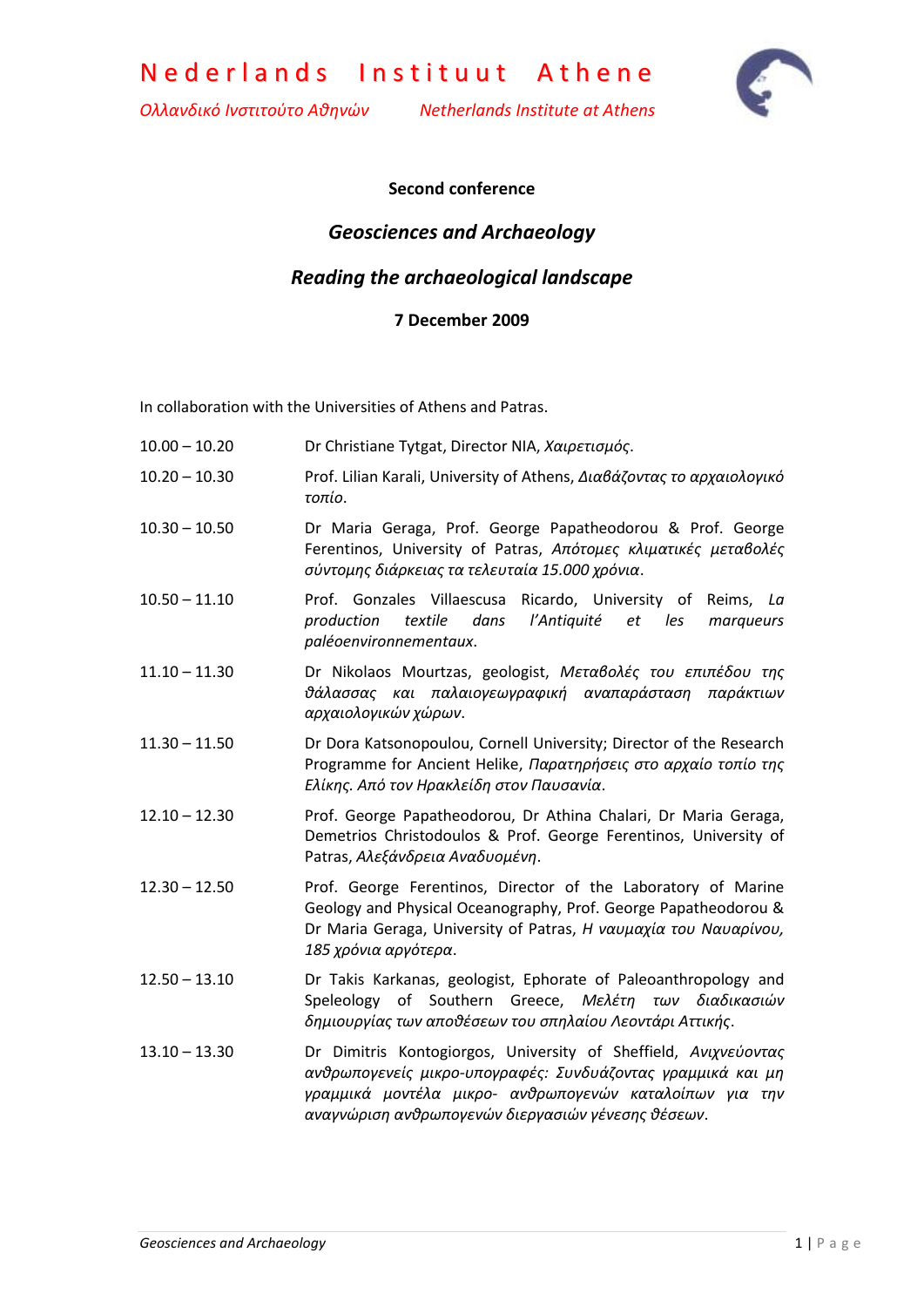# Nederlands Instituut Athene

*Ολλανδικό Ινστιτούτο Αθηνών* *Netherlands Institute at Athens*

**Second conference**

## *Geosciences and Archaeology*

### *Reading the archaeological landscape*

**7 December 2009**

In collaboration with the Universities of Athens and Patras.

| | |
|---|---|
| 10.00 – 10.20 | Dr Christiane Tytgat, Director NIA, *Χαιρετισμός*. |
| 10.20 – 10.30 | Prof. Lilian Karali, University of Athens, *Διαβάζοντας το αρχαιολογικό τοπίο*. |
| 10.30 – 10.50 | Dr Maria Geraga, Prof. George Papatheodorou & Prof. George Ferentinos, University of Patras, *Απότομες κλιματικές μεταβολές σύντομης διάρκειας τα τελευταία 15.000 χρόνια*. |
| 10.50 – 11.10 | Prof. Gonzales Villaescusa Ricardo, University of Reims, *La production textile dans l'Antiquité et les marqueurs paléoenvironnementaux*. |
| 11.10 – 11.30 | Dr Nikolaos Mourtzas, geologist, *Μεταβολές του επιπέδου της θάλασσας και παλαιογεωγραφική αναπαράσταση παράκτιων αρχαιολογικών χώρων*. |
| 11.30 – 11.50 | Dr Dora Katsonopoulou, Cornell University; Director of the Research Programme for Ancient Helike, *Παρατηρήσεις στο αρχαίο τοπίο της Ελίκης. Από τον Ηρακλείδη στον Παυσανία*. |
| 12.10 – 12.30 | Prof. George Papatheodorou, Dr Athina Chalari, Dr Maria Geraga, Demetrios Christodoulos & Prof. George Ferentinos, University of Patras, *Αλεξάνδρεια Αναδυομένη*. |
| 12.30 – 12.50 | Prof. George Ferentinos, Director of the Laboratory of Marine Geology and Physical Oceanography, Prof. George Papatheodorou & Dr Maria Geraga, University of Patras, *Η ναυμαχία του Ναυαρίνου, 185 χρόνια αργότερα*. |
| 12.50 – 13.10 | Dr Takis Karkanas, geologist, Ephorate of Paleoanthropology and Speleology of Southern Greece, *Μελέτη των διαδικασιών δημιουργίας των αποθέσεων του σπηλαίου Λεοντάρι Αττικής*. |
| 13.10 – 13.30 | Dr Dimitris Kontogiorgos, University of Sheffield, *Ανιχνεύοντας ανθρωπογενείς μικρο-υπογραφές: Συνδυάζοντας γραμμικά και μη γραμμικά μοντέλα μικρο- ανθρωπογενών καταλοίπων για την αναγνώριση ανθρωπογενών διεργασιών γένεσης θέσεων*. |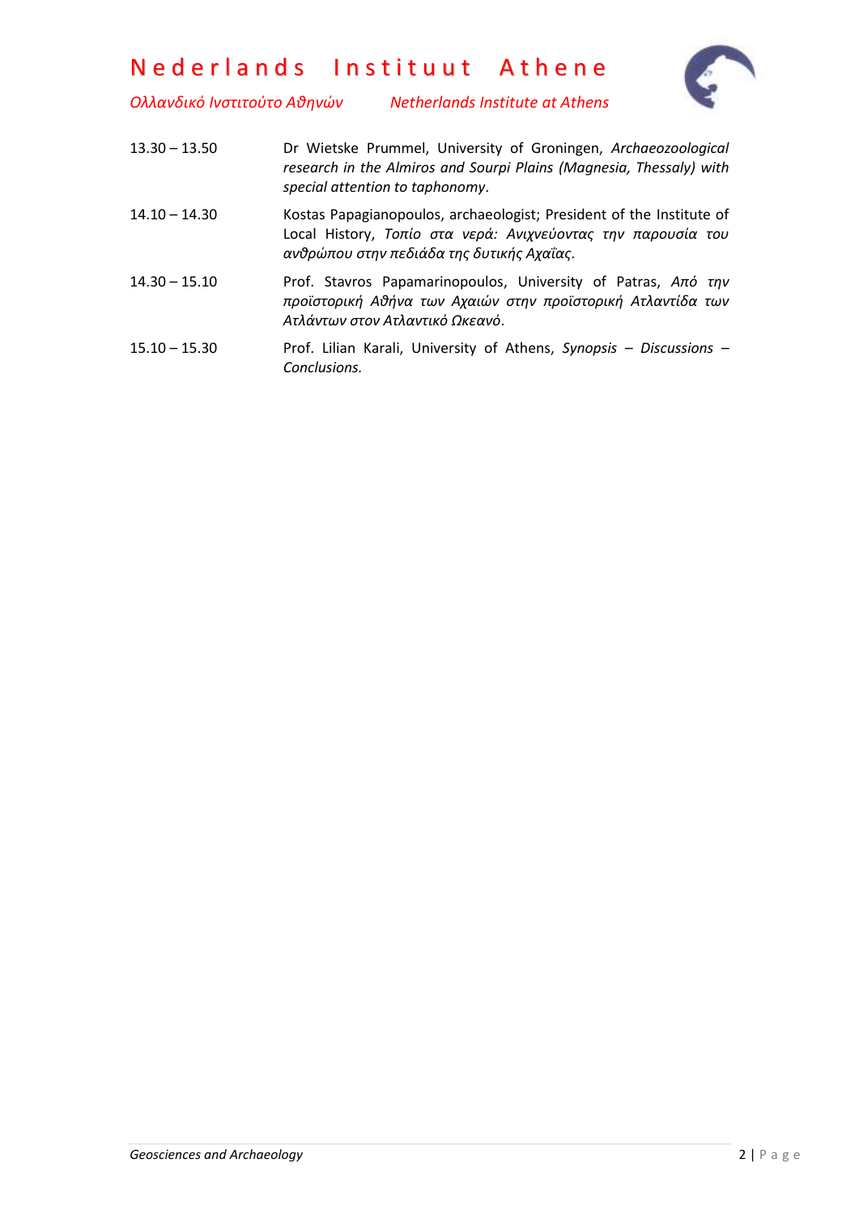| | |
|---|---|
| 13.30 – 13.50 | Dr Wietske Prummel, University of Groningen, *Archaeozoological research in the Almiros and Sourpi Plains (Magnesia, Thessaly) with special attention to taphonomy*. |
| 14.10 – 14.30 | Kostas Papagianopoulos, archaeologist; President of the Institute of Local History, *Τοπίο στα νερά: Ανιχνεύοντας την παρουσία του ανθρώπου στην πεδιάδα της δυτικής Αχαΐας*. |
| 14.30 – 15.10 | Prof. Stavros Papamarinopoulos, University of Patras, *Από την προϊστορική Αθήνα των Αχαιών στην προϊστορική Ατλαντίδα των Ατλάντων στον Ατλαντικό Ωκεανό*. |
| 15.10 – 15.30 | Prof. Lilian Karali, University of Athens, *Synopsis – Discussions – Conclusions.* |